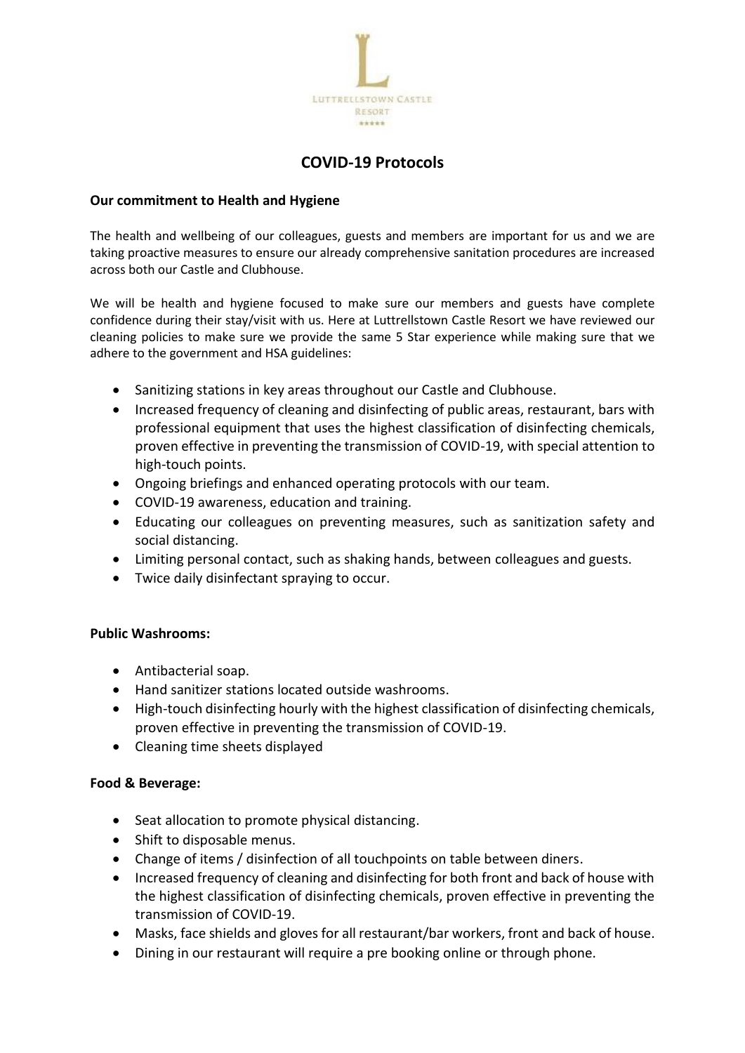# COVID-19 Protocols

## Our commitment to Health and Hygiene

The health and wellbeing of our colleagues, guests and members are important for us and we are taking proactive measures to ensure our already comprehensive sanitation procedures are increased across both our Castle and Clubhouse.

We will be health and hygiene focused to make sure our members and guests have complete confidence during their stay/visit with us. Here at Luttrellstown Castle Resort we have reviewed our cleaning policies to make sure we provide the same 5 Star experience while making sure that we adhere to the government and HSA guidelines:

- Sanitizing stations in key areas throughout our Castle and Clubhouse.
- Increased frequency of cleaning and disinfecting of public areas, restaurant, bars with professional equipment that uses the highest classification of disinfecting chemicals, proven effective in preventing the transmission of COVID-19, with special attention to high-touch points.
- Ongoing briefings and enhanced operating protocols with our team.
- COVID-19 awareness, education and training.
- Educating our colleagues on preventing measures, such as sanitization safety and social distancing.
- Limiting personal contact, such as shaking hands, between colleagues and guests.
- Twice daily disinfectant spraying to occur.

## Public Washrooms:

- Antibacterial soap.
- Hand sanitizer stations located outside washrooms.
- High-touch disinfecting hourly with the highest classification of disinfecting chemicals, proven effective in preventing the transmission of COVID-19.
- Cleaning time sheets displayed

## Food & Beverage:

- Seat allocation to promote physical distancing.
- Shift to disposable menus.
- Change of items / disinfection of all touchpoints on table between diners.
- Increased frequency of cleaning and disinfecting for both front and back of house with the highest classification of disinfecting chemicals, proven effective in preventing the transmission of COVID-19.
- Masks, face shields and gloves for all restaurant/bar workers, front and back of house.
- Dining in our restaurant will require a pre booking online or through phone.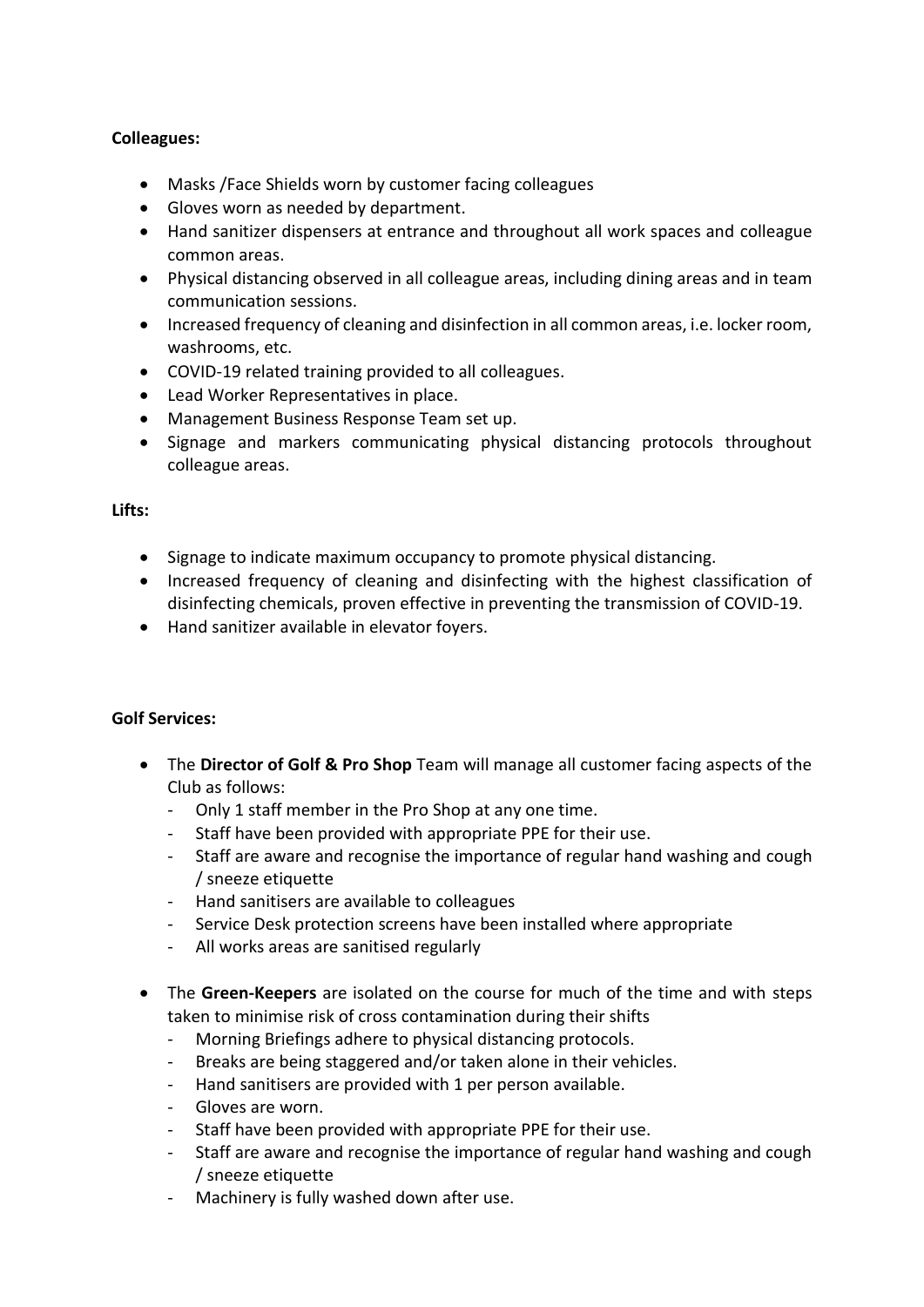**Colleagues:**

- Masks /Face Shields worn by customer facing colleagues
- Gloves worn as needed by department.
- Hand sanitizer dispensers at entrance and throughout all work spaces and colleague common areas.
- Physical distancing observed in all colleague areas, including dining areas and in team communication sessions.
- Increased frequency of cleaning and disinfection in all common areas, i.e. locker room, washrooms, etc.
- COVID-19 related training provided to all colleagues.
- Lead Worker Representatives in place.
- Management Business Response Team set up.
- Signage and markers communicating physical distancing protocols throughout colleague areas.

**Lifts:**

- Signage to indicate maximum occupancy to promote physical distancing.
- Increased frequency of cleaning and disinfecting with the highest classification of disinfecting chemicals, proven effective in preventing the transmission of COVID-19.
- Hand sanitizer available in elevator foyers.

**Golf Services:**

- The **Director of Golf & Pro Shop** Team will manage all customer facing aspects of the Club as follows:
  - Only 1 staff member in the Pro Shop at any one time.
  - Staff have been provided with appropriate PPE for their use.
  - Staff are aware and recognise the importance of regular hand washing and cough / sneeze etiquette
  - Hand sanitisers are available to colleagues
  - Service Desk protection screens have been installed where appropriate
  - All works areas are sanitised regularly

- The **Green-Keepers** are isolated on the course for much of the time and with steps taken to minimise risk of cross contamination during their shifts
  - Morning Briefings adhere to physical distancing protocols.
  - Breaks are being staggered and/or taken alone in their vehicles.
  - Hand sanitisers are provided with 1 per person available.
  - Gloves are worn.
  - Staff have been provided with appropriate PPE for their use.
  - Staff are aware and recognise the importance of regular hand washing and cough / sneeze etiquette
  - Machinery is fully washed down after use.